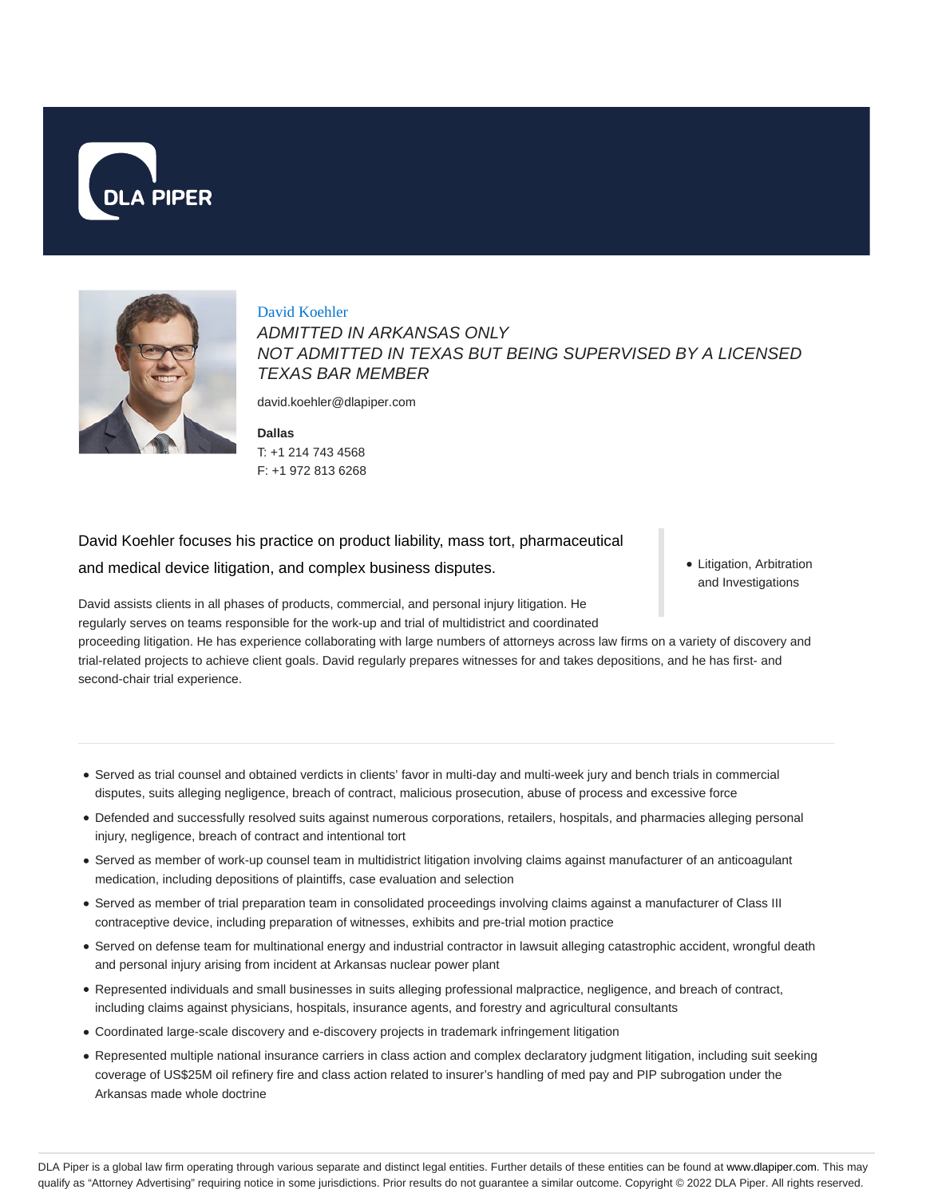DLA PIPER

David Koehler

*ADMITTED IN ARKANSAS ONLY*
*NOT ADMITTED IN TEXAS BUT BEING SUPERVISED BY A LICENSED TEXAS BAR MEMBER*

david.koehler@dlapiper.com

**Dallas**
T: +1 214 743 4568
F: +1 972 813 6268

David Koehler focuses his practice on product liability, mass tort, pharmaceutical and medical device litigation, and complex business disputes.

- Litigation, Arbitration and Investigations

David assists clients in all phases of products, commercial, and personal injury litigation. He regularly serves on teams responsible for the work-up and trial of multidistrict and coordinated proceeding litigation. He has experience collaborating with large numbers of attorneys across law firms on a variety of discovery and trial-related projects to achieve client goals. David regularly prepares witnesses for and takes depositions, and he has first- and second-chair trial experience.

- Served as trial counsel and obtained verdicts in clients' favor in multi-day and multi-week jury and bench trials in commercial disputes, suits alleging negligence, breach of contract, malicious prosecution, abuse of process and excessive force
- Defended and successfully resolved suits against numerous corporations, retailers, hospitals, and pharmacies alleging personal injury, negligence, breach of contract and intentional tort
- Served as member of work-up counsel team in multidistrict litigation involving claims against manufacturer of an anticoagulant medication, including depositions of plaintiffs, case evaluation and selection
- Served as member of trial preparation team in consolidated proceedings involving claims against a manufacturer of Class III contraceptive device, including preparation of witnesses, exhibits and pre-trial motion practice
- Served on defense team for multinational energy and industrial contractor in lawsuit alleging catastrophic accident, wrongful death and personal injury arising from incident at Arkansas nuclear power plant
- Represented individuals and small businesses in suits alleging professional malpractice, negligence, and breach of contract, including claims against physicians, hospitals, insurance agents, and forestry and agricultural consultants
- Coordinated large-scale discovery and e-discovery projects in trademark infringement litigation
- Represented multiple national insurance carriers in class action and complex declaratory judgment litigation, including suit seeking coverage of US$25M oil refinery fire and class action related to insurer's handling of med pay and PIP subrogation under the Arkansas made whole doctrine

DLA Piper is a global law firm operating through various separate and distinct legal entities. Further details of these entities can be found at www.dlapiper.com. This may qualify as "Attorney Advertising" requiring notice in some jurisdictions. Prior results do not guarantee a similar outcome. Copyright © 2022 DLA Piper. All rights reserved.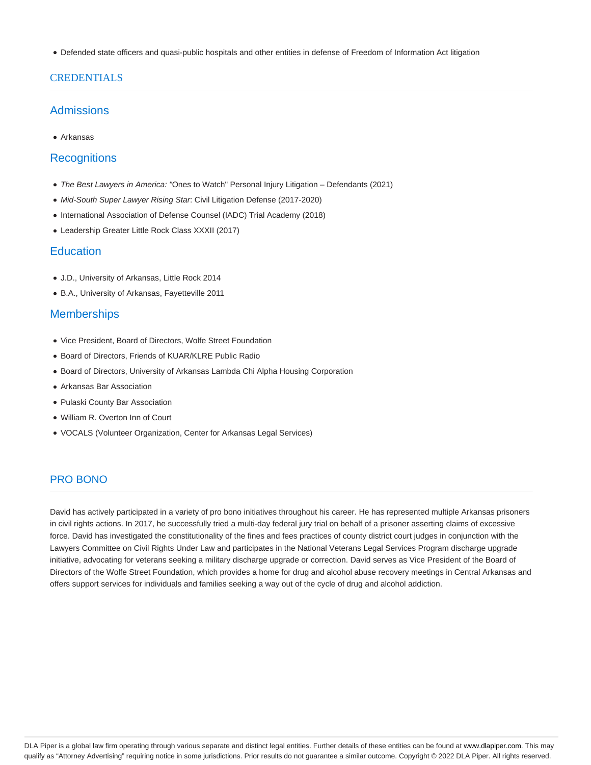- Defended state officers and quasi-public hospitals and other entities in defense of Freedom of Information Act litigation

## CREDENTIALS

### Admissions

- Arkansas

### Recognitions

- *The Best Lawyers in America*: "Ones to Watch" Personal Injury Litigation – Defendants (2021)
- *Mid-South Super Lawyer Rising Star*: Civil Litigation Defense (2017-2020)
- International Association of Defense Counsel (IADC) Trial Academy (2018)
- Leadership Greater Little Rock Class XXXII (2017)

### Education

- J.D., University of Arkansas, Little Rock 2014
- B.A., University of Arkansas, Fayetteville 2011

### Memberships

- Vice President, Board of Directors, Wolfe Street Foundation
- Board of Directors, Friends of KUAR/KLRE Public Radio
- Board of Directors, University of Arkansas Lambda Chi Alpha Housing Corporation
- Arkansas Bar Association
- Pulaski County Bar Association
- William R. Overton Inn of Court
- VOCALS (Volunteer Organization, Center for Arkansas Legal Services)

## PRO BONO

David has actively participated in a variety of pro bono initiatives throughout his career. He has represented multiple Arkansas prisoners in civil rights actions. In 2017, he successfully tried a multi-day federal jury trial on behalf of a prisoner asserting claims of excessive force. David has investigated the constitutionality of the fines and fees practices of county district court judges in conjunction with the Lawyers Committee on Civil Rights Under Law and participates in the National Veterans Legal Services Program discharge upgrade initiative, advocating for veterans seeking a military discharge upgrade or correction. David serves as Vice President of the Board of Directors of the Wolfe Street Foundation, which provides a home for drug and alcohol abuse recovery meetings in Central Arkansas and offers support services for individuals and families seeking a way out of the cycle of drug and alcohol addiction.

DLA Piper is a global law firm operating through various separate and distinct legal entities. Further details of these entities can be found at www.dlapiper.com. This may qualify as "Attorney Advertising" requiring notice in some jurisdictions. Prior results do not guarantee a similar outcome. Copyright © 2022 DLA Piper. All rights reserved.